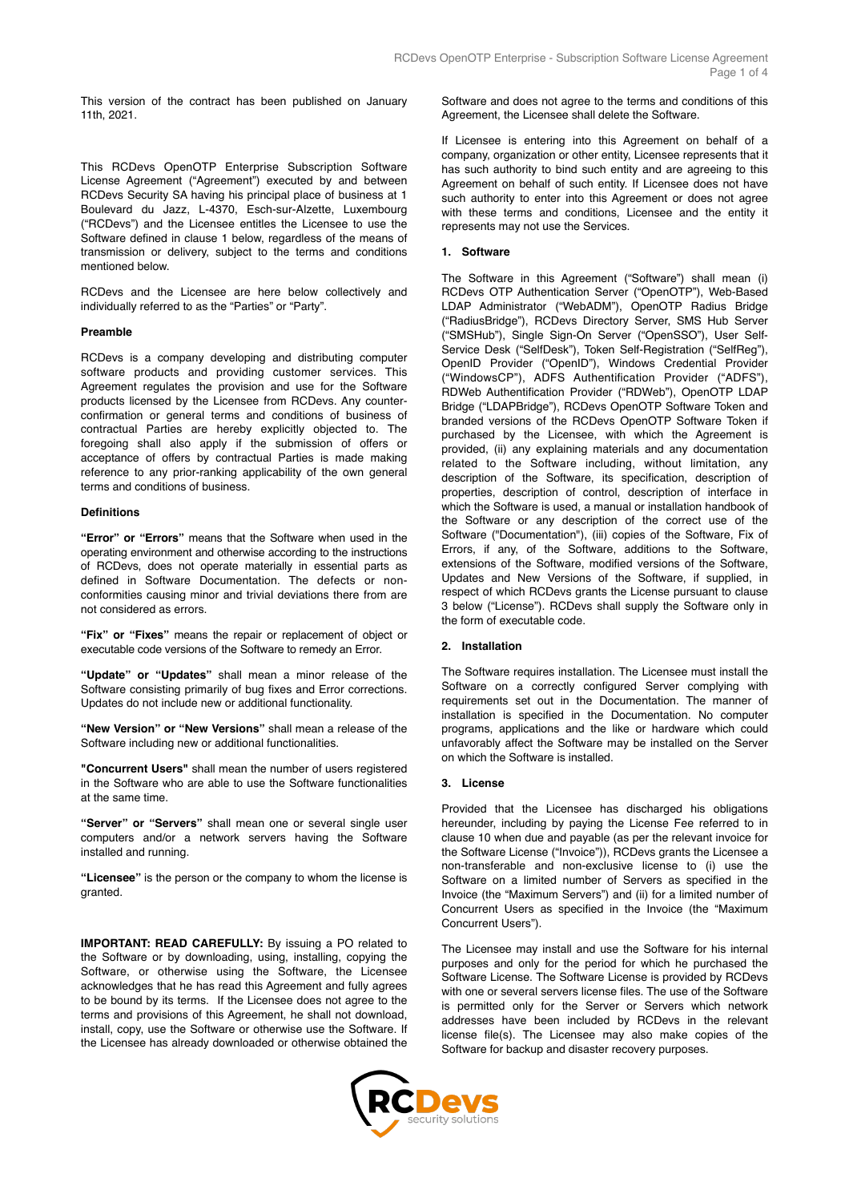This version of the contract has been published on January 11th, 2021.

This RCDevs OpenOTP Enterprise Subscription Software License Agreement ("Agreement") executed by and between RCDevs Security SA having his principal place of business at 1 Boulevard du Jazz, L-4370, Esch-sur-Alzette, Luxembourg ("RCDevs") and the Licensee entitles the Licensee to use the Software defined in clause 1 below, regardless of the means of transmission or delivery, subject to the terms and conditions mentioned below.

RCDevs and the Licensee are here below collectively and individually referred to as the "Parties" or "Party".

**Preamble**

RCDevs is a company developing and distributing computer software products and providing customer services. This Agreement regulates the provision and use for the Software products licensed by the Licensee from RCDevs. Any counter-confirmation or general terms and conditions of business of contractual Parties are hereby explicitly objected to. The foregoing shall also apply if the submission of offers or acceptance of offers by contractual Parties is made making reference to any prior-ranking applicability of the own general terms and conditions of business.

**Definitions**

**"Error" or "Errors"** means that the Software when used in the operating environment and otherwise according to the instructions of RCDevs, does not operate materially in essential parts as defined in Software Documentation. The defects or non-conformities causing minor and trivial deviations there from are not considered as errors.

**"Fix" or "Fixes"** means the repair or replacement of object or executable code versions of the Software to remedy an Error.

**"Update" or "Updates"** shall mean a minor release of the Software consisting primarily of bug fixes and Error corrections. Updates do not include new or additional functionality.

**"New Version" or "New Versions"** shall mean a release of the Software including new or additional functionalities.

**"Concurrent Users"** shall mean the number of users registered in the Software who are able to use the Software functionalities at the same time.

**"Server" or "Servers"** shall mean one or several single user computers and/or a network servers having the Software installed and running.

**"Licensee"** is the person or the company to whom the license is granted.

**IMPORTANT: READ CAREFULLY:** By issuing a PO related to the Software or by downloading, using, installing, copying the Software, or otherwise using the Software, the Licensee acknowledges that he has read this Agreement and fully agrees to be bound by its terms. If the Licensee does not agree to the terms and provisions of this Agreement, he shall not download, install, copy, use the Software or otherwise use the Software. If the Licensee has already downloaded or otherwise obtained the Software and does not agree to the terms and conditions of this Agreement, the Licensee shall delete the Software.

If Licensee is entering into this Agreement on behalf of a company, organization or other entity, Licensee represents that it has such authority to bind such entity and are agreeing to this Agreement on behalf of such entity. If Licensee does not have such authority to enter into this Agreement or does not agree with these terms and conditions, Licensee and the entity it represents may not use the Services.

**1. Software**

The Software in this Agreement ("Software") shall mean (i) RCDevs OTP Authentication Server ("OpenOTP"), Web-Based LDAP Administrator ("WebADM"), OpenOTP Radius Bridge ("RadiusBridge"), RCDevs Directory Server, SMS Hub Server ("SMSHub"), Single Sign-On Server ("OpenSSO"), User Self-Service Desk ("SelfDesk"), Token Self-Registration ("SelfReg"), OpenID Provider ("OpenID"), Windows Credential Provider ("WindowsCP"), ADFS Authentification Provider ("ADFS"), RDWeb Authentification Provider ("RDWeb"), OpenOTP LDAP Bridge ("LDAPBridge"), RCDevs OpenOTP Software Token and branded versions of the RCDevs OpenOTP Software Token if purchased by the Licensee, with which the Agreement is provided, (ii) any explaining materials and any documentation related to the Software including, without limitation, any description of the Software, its specification, description of properties, description of control, description of interface in which the Software is used, a manual or installation handbook of the Software or any description of the correct use of the Software ("Documentation"), (iii) copies of the Software, Fix of Errors, if any, of the Software, additions to the Software, extensions of the Software, modified versions of the Software, Updates and New Versions of the Software, if supplied, in respect of which RCDevs grants the License pursuant to clause 3 below ("License"). RCDevs shall supply the Software only in the form of executable code.

**2. Installation**

The Software requires installation. The Licensee must install the Software on a correctly configured Server complying with requirements set out in the Documentation. The manner of installation is specified in the Documentation. No computer programs, applications and the like or hardware which could unfavorably affect the Software may be installed on the Server on which the Software is installed.

**3. License**

Provided that the Licensee has discharged his obligations hereunder, including by paying the License Fee referred to in clause 10 when due and payable (as per the relevant invoice for the Software License ("Invoice")), RCDevs grants the Licensee a non-transferable and non-exclusive license to (i) use the Software on a limited number of Servers as specified in the Invoice (the "Maximum Servers") and (ii) for a limited number of Concurrent Users as specified in the Invoice (the "Maximum Concurrent Users").

The Licensee may install and use the Software for his internal purposes and only for the period for which he purchased the Software License. The Software License is provided by RCDevs with one or several servers license files. The use of the Software is permitted only for the Server or Servers which network addresses have been included by RCDevs in the relevant license file(s). The Licensee may also make copies of the Software for backup and disaster recovery purposes.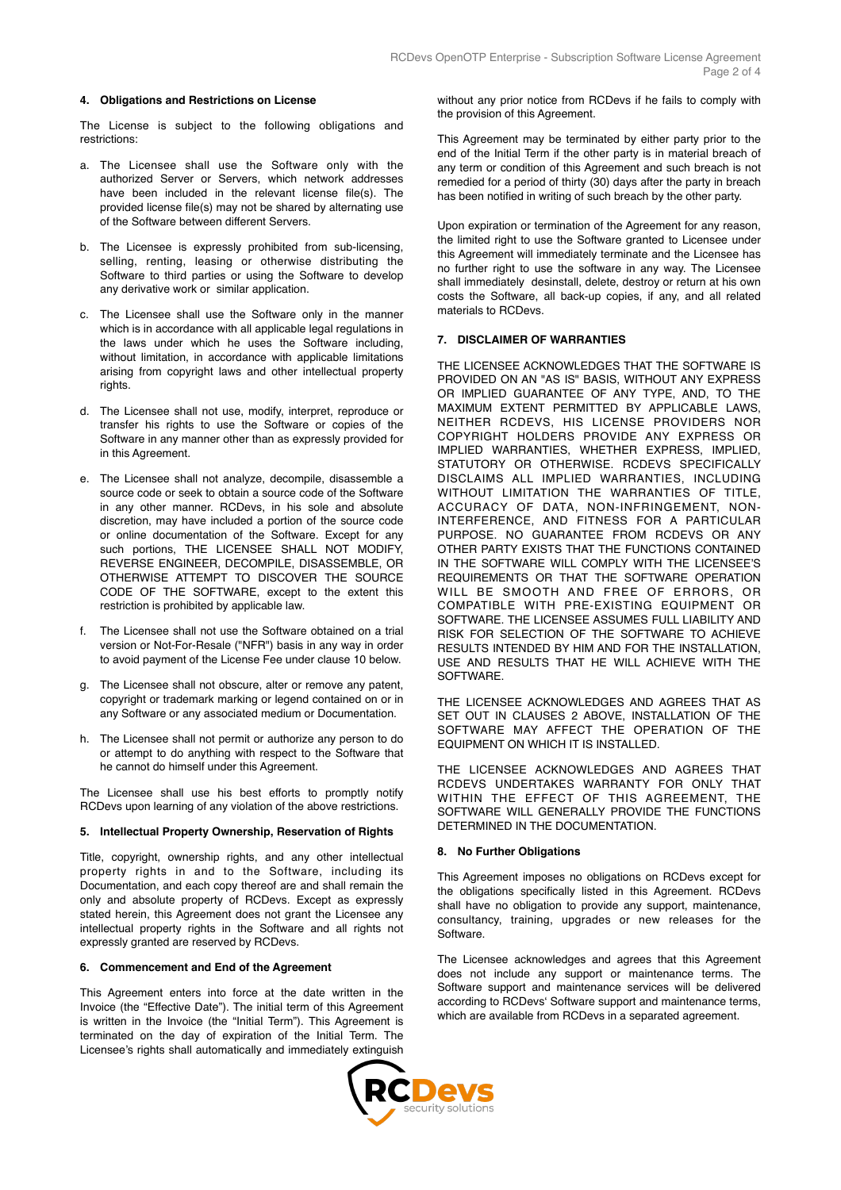#### 4. Obligations and Restrictions on License

The License is subject to the following obligations and restrictions:

a. The Licensee shall use the Software only with the authorized Server or Servers, which network addresses have been included in the relevant license file(s). The provided license file(s) may not be shared by alternating use of the Software between different Servers.

b. The Licensee is expressly prohibited from sub-licensing, selling, renting, leasing or otherwise distributing the Software to third parties or using the Software to develop any derivative work or similar application.

c. The Licensee shall use the Software only in the manner which is in accordance with all applicable legal regulations in the laws under which he uses the Software including, without limitation, in accordance with applicable limitations arising from copyright laws and other intellectual property rights.

d. The Licensee shall not use, modify, interpret, reproduce or transfer his rights to use the Software or copies of the Software in any manner other than as expressly provided for in this Agreement.

e. The Licensee shall not analyze, decompile, disassemble a source code or seek to obtain a source code of the Software in any other manner. RCDevs, in his sole and absolute discretion, may have included a portion of the source code or online documentation of the Software. Except for any such portions, THE LICENSEE SHALL NOT MODIFY, REVERSE ENGINEER, DECOMPILE, DISASSEMBLE, OR OTHERWISE ATTEMPT TO DISCOVER THE SOURCE CODE OF THE SOFTWARE, except to the extent this restriction is prohibited by applicable law.

f. The Licensee shall not use the Software obtained on a trial version or Not-For-Resale ("NFR") basis in any way in order to avoid payment of the License Fee under clause 10 below.

g. The Licensee shall not obscure, alter or remove any patent, copyright or trademark marking or legend contained on or in any Software or any associated medium or Documentation.

h. The Licensee shall not permit or authorize any person to do or attempt to do anything with respect to the Software that he cannot do himself under this Agreement.

The Licensee shall use his best efforts to promptly notify RCDevs upon learning of any violation of the above restrictions.

#### 5. Intellectual Property Ownership, Reservation of Rights

Title, copyright, ownership rights, and any other intellectual property rights in and to the Software, including its Documentation, and each copy thereof are and shall remain the only and absolute property of RCDevs. Except as expressly stated herein, this Agreement does not grant the Licensee any intellectual property rights in the Software and all rights not expressly granted are reserved by RCDevs.

#### 6. Commencement and End of the Agreement

This Agreement enters into force at the date written in the Invoice (the "Effective Date"). The initial term of this Agreement is written in the Invoice (the "Initial Term"). This Agreement is terminated on the day of expiration of the Initial Term. The Licensee's rights shall automatically and immediately extinguish without any prior notice from RCDevs if he fails to comply with the provision of this Agreement.

This Agreement may be terminated by either party prior to the end of the Initial Term if the other party is in material breach of any term or condition of this Agreement and such breach is not remedied for a period of thirty (30) days after the party in breach has been notified in writing of such breach by the other party.

Upon expiration or termination of the Agreement for any reason, the limited right to use the Software granted to Licensee under this Agreement will immediately terminate and the Licensee has no further right to use the software in any way. The Licensee shall immediately desinstall, delete, destroy or return at his own costs the Software, all back-up copies, if any, and all related materials to RCDevs.

#### 7. DISCLAIMER OF WARRANTIES

THE LICENSEE ACKNOWLEDGES THAT THE SOFTWARE IS PROVIDED ON AN "AS IS" BASIS, WITHOUT ANY EXPRESS OR IMPLIED GUARANTEE OF ANY TYPE, AND, TO THE MAXIMUM EXTENT PERMITTED BY APPLICABLE LAWS, NEITHER RCDEVS, HIS LICENSE PROVIDERS NOR COPYRIGHT HOLDERS PROVIDE ANY EXPRESS OR IMPLIED WARRANTIES, WHETHER EXPRESS, IMPLIED, STATUTORY OR OTHERWISE. RCDEVS SPECIFICALLY DISCLAIMS ALL IMPLIED WARRANTIES, INCLUDING WITHOUT LIMITATION THE WARRANTIES OF TITLE, ACCURACY OF DATA, NON-INFRINGEMENT, NON-INTERFERENCE, AND FITNESS FOR A PARTICULAR PURPOSE. NO GUARANTEE FROM RCDEVS OR ANY OTHER PARTY EXISTS THAT THE FUNCTIONS CONTAINED IN THE SOFTWARE WILL COMPLY WITH THE LICENSEE'S REQUIREMENTS OR THAT THE SOFTWARE OPERATION WILL BE SMOOTH AND FREE OF ERRORS, OR COMPATIBLE WITH PRE-EXISTING EQUIPMENT OR SOFTWARE. THE LICENSEE ASSUMES FULL LIABILITY AND RISK FOR SELECTION OF THE SOFTWARE TO ACHIEVE RESULTS INTENDED BY HIM AND FOR THE INSTALLATION, USE AND RESULTS THAT HE WILL ACHIEVE WITH THE SOFTWARE.

THE LICENSEE ACKNOWLEDGES AND AGREES THAT AS SET OUT IN CLAUSES 2 ABOVE, INSTALLATION OF THE SOFTWARE MAY AFFECT THE OPERATION OF THE EQUIPMENT ON WHICH IT IS INSTALLED.

THE LICENSEE ACKNOWLEDGES AND AGREES THAT RCDEVS UNDERTAKES WARRANTY FOR ONLY THAT WITHIN THE EFFECT OF THIS AGREEMENT, THE SOFTWARE WILL GENERALLY PROVIDE THE FUNCTIONS DETERMINED IN THE DOCUMENTATION.

#### 8. No Further Obligations

This Agreement imposes no obligations on RCDevs except for the obligations specifically listed in this Agreement. RCDevs shall have no obligation to provide any support, maintenance, consultancy, training, upgrades or new releases for the Software.

The Licensee acknowledges and agrees that this Agreement does not include any support or maintenance terms. The Software support and maintenance services will be delivered according to RCDevs' Software support and maintenance terms, which are available from RCDevs in a separated agreement.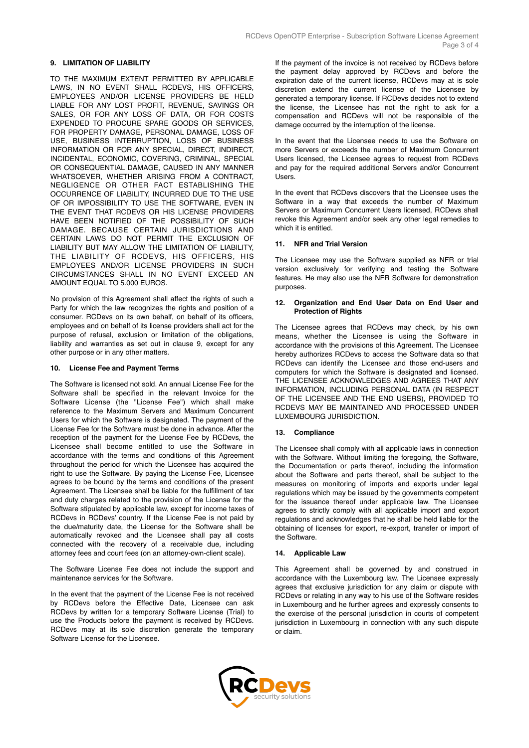## 9. LIMITATION OF LIABILITY

TO THE MAXIMUM EXTENT PERMITTED BY APPLICABLE LAWS, IN NO EVENT SHALL RCDEVS, HIS OFFICERS, EMPLOYEES AND/OR LICENSE PROVIDERS BE HELD LIABLE FOR ANY LOST PROFIT, REVENUE, SAVINGS OR SALES, OR FOR ANY LOSS OF DATA, OR FOR COSTS EXPENDED TO PROCURE SPARE GOODS OR SERVICES, FOR PROPERTY DAMAGE, PERSONAL DAMAGE, LOSS OF USE, BUSINESS INTERRUPTION, LOSS OF BUSINESS INFORMATION OR FOR ANY SPECIAL, DIRECT, INDIRECT, INCIDENTAL, ECONOMIC, COVERING, CRIMINAL, SPECIAL OR CONSEQUENTIAL DAMAGE, CAUSED IN ANY MANNER WHATSOEVER, WHETHER ARISING FROM A CONTRACT, NEGLIGENCE OR OTHER FACT ESTABLISHING THE OCCURRENCE OF LIABILITY, INCURRED DUE TO THE USE OF OR IMPOSSIBILITY TO USE THE SOFTWARE, EVEN IN THE EVENT THAT RCDEVS OR HIS LICENSE PROVIDERS HAVE BEEN NOTIFIED OF THE POSSIBILITY OF SUCH DAMAGE. BECAUSE CERTAIN JURISDICTIONS AND CERTAIN LAWS DO NOT PERMIT THE EXCLUSION OF LIABILITY BUT MAY ALLOW THE LIMITATION OF LIABILITY, THE LIABILITY OF RCDEVS, HIS OFFICERS, HIS EMPLOYEES AND/OR LICENSE PROVIDERS IN SUCH CIRCUMSTANCES SHALL IN NO EVENT EXCEED AN AMOUNT EQUAL TO 5.000 EUROS.

No provision of this Agreement shall affect the rights of such a Party for which the law recognizes the rights and position of a consumer. RCDevs on its own behalf, on behalf of its officers, employees and on behalf of its license providers shall act for the purpose of refusal, exclusion or limitation of the obligations, liability and warranties as set out in clause 9, except for any other purpose or in any other matters.

## 10. License Fee and Payment Terms

The Software is licensed not sold. An annual License Fee for the Software shall be specified in the relevant Invoice for the Software License (the "License Fee") which shall make reference to the Maximum Servers and Maximum Concurrent Users for which the Software is designated. The payment of the License Fee for the Software must be done in advance. After the reception of the payment for the License Fee by RCDevs, the Licensee shall become entitled to use the Software in accordance with the terms and conditions of this Agreement throughout the period for which the Licensee has acquired the right to use the Software. By paying the License Fee, Licensee agrees to be bound by the terms and conditions of the present Agreement. The Licensee shall be liable for the fulfillment of tax and duty charges related to the provision of the License for the Software stipulated by applicable law, except for income taxes of RCDevs in RCDevs' country. If the License Fee is not paid by the due/maturity date, the License for the Software shall be automatically revoked and the Licensee shall pay all costs connected with the recovery of a receivable due, including attorney fees and court fees (on an attorney-own-client scale).

The Software License Fee does not include the support and maintenance services for the Software.

In the event that the payment of the License Fee is not received by RCDevs before the Effective Date, Licensee can ask RCDevs by written for a temporary Software License (Trial) to use the Products before the payment is received by RCDevs. RCDevs may at its sole discretion generate the temporary Software License for the Licensee.

If the payment of the invoice is not received by RCDevs before the payment delay approved by RCDevs and before the expiration date of the current license, RCDevs may at is sole discretion extend the current license of the Licensee by generated a temporary license. If RCDevs decides not to extend the license, the Licensee has not the right to ask for a compensation and RCDevs will not be responsible of the damage occurred by the interruption of the license.

In the event that the Licensee needs to use the Software on more Servers or exceeds the number of Maximum Concurrent Users licensed, the Licensee agrees to request from RCDevs and pay for the required additional Servers and/or Concurrent Users.

In the event that RCDevs discovers that the Licensee uses the Software in a way that exceeds the number of Maximum Servers or Maximum Concurrent Users licensed, RCDevs shall revoke this Agreement and/or seek any other legal remedies to which it is entitled.

## 11. NFR and Trial Version

The Licensee may use the Software supplied as NFR or trial version exclusively for verifying and testing the Software features. He may also use the NFR Software for demonstration purposes.

## 12. Organization and End User Data on End User and Protection of Rights

The Licensee agrees that RCDevs may check, by his own means, whether the Licensee is using the Software in accordance with the provisions of this Agreement. The Licensee hereby authorizes RCDevs to access the Software data so that RCDevs can identify the Licensee and those end-users and computers for which the Software is designated and licensed. THE LICENSEE ACKNOWLEDGES AND AGREES THAT ANY INFORMATION, INCLUDING PERSONAL DATA (IN RESPECT OF THE LICENSEE AND THE END USERS), PROVIDED TO RCDEVS MAY BE MAINTAINED AND PROCESSED UNDER LUXEMBOURG JURISDICTION.

## 13. Compliance

The Licensee shall comply with all applicable laws in connection with the Software. Without limiting the foregoing, the Software, the Documentation or parts thereof, including the information about the Software and parts thereof, shall be subject to the measures on monitoring of imports and exports under legal regulations which may be issued by the governments competent for the issuance thereof under applicable law. The Licensee agrees to strictly comply with all applicable import and export regulations and acknowledges that he shall be held liable for the obtaining of licenses for export, re-export, transfer or import of the Software.

## 14. Applicable Law

This Agreement shall be governed by and construed in accordance with the Luxembourg law. The Licensee expressly agrees that exclusive jurisdiction for any claim or dispute with RCDevs or relating in any way to his use of the Software resides in Luxembourg and he further agrees and expressly consents to the exercise of the personal jurisdiction in courts of competent jurisdiction in Luxembourg in connection with any such dispute or claim.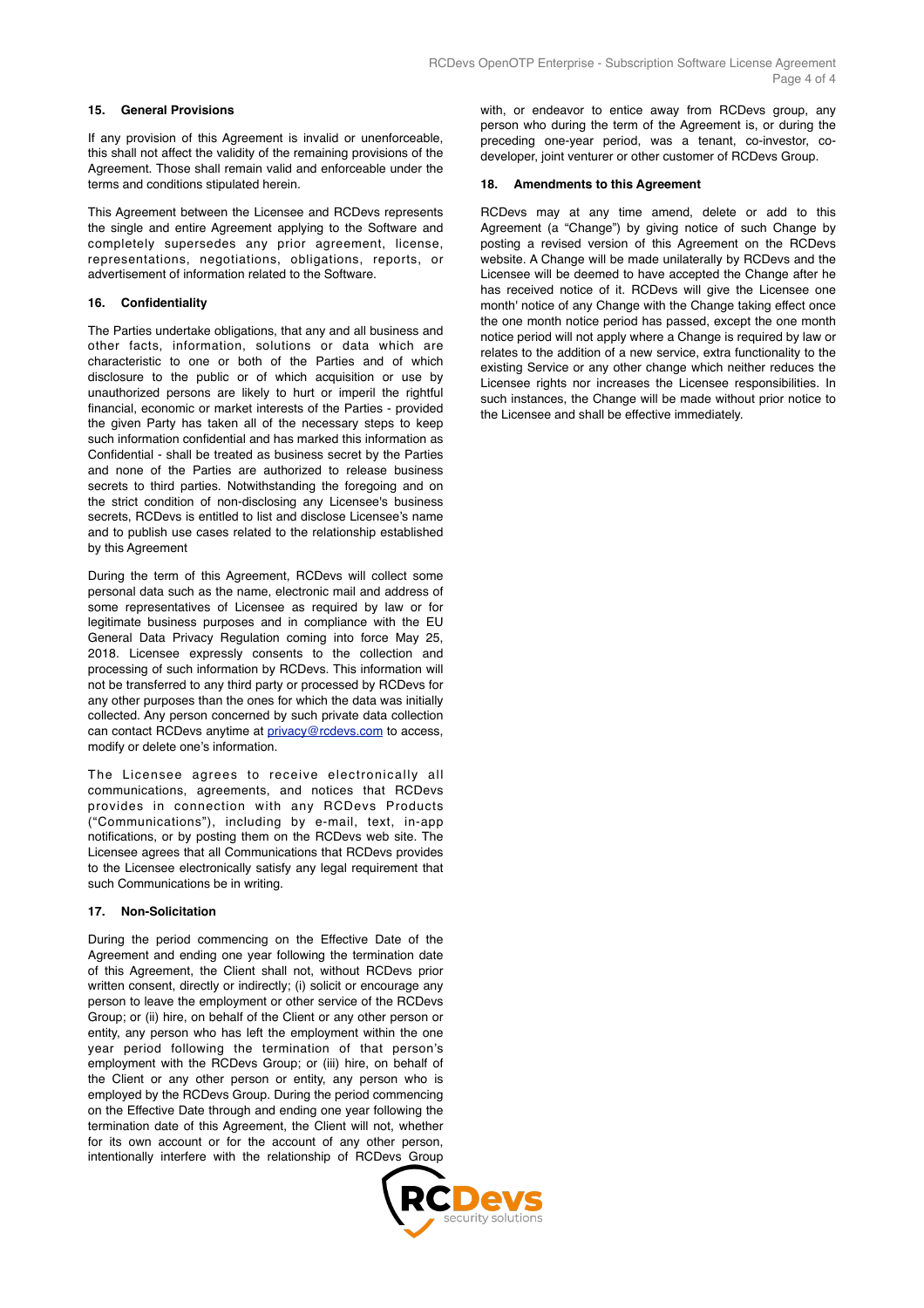### 15. General Provisions

If any provision of this Agreement is invalid or unenforceable, this shall not affect the validity of the remaining provisions of the Agreement. Those shall remain valid and enforceable under the terms and conditions stipulated herein.

This Agreement between the Licensee and RCDevs represents the single and entire Agreement applying to the Software and completely supersedes any prior agreement, license, representations, negotiations, obligations, reports, or advertisement of information related to the Software.

### 16. Confidentiality

The Parties undertake obligations, that any and all business and other facts, information, solutions or data which are characteristic to one or both of the Parties and of which disclosure to the public or of which acquisition or use by unauthorized persons are likely to hurt or imperil the rightful financial, economic or market interests of the Parties - provided the given Party has taken all of the necessary steps to keep such information confidential and has marked this information as Confidential - shall be treated as business secret by the Parties and none of the Parties are authorized to release business secrets to third parties. Notwithstanding the foregoing and on the strict condition of non-disclosing any Licensee's business secrets, RCDevs is entitled to list and disclose Licensee's name and to publish use cases related to the relationship established by this Agreement

During the term of this Agreement, RCDevs will collect some personal data such as the name, electronic mail and address of some representatives of Licensee as required by law or for legitimate business purposes and in compliance with the EU General Data Privacy Regulation coming into force May 25, 2018. Licensee expressly consents to the collection and processing of such information by RCDevs. This information will not be transferred to any third party or processed by RCDevs for any other purposes than the ones for which the data was initially collected. Any person concerned by such private data collection can contact RCDevs anytime at privacy@rcdevs.com to access, modify or delete one's information.

The Licensee agrees to receive electronically all communications, agreements, and notices that RCDevs provides in connection with any RCDevs Products ("Communications"), including by e-mail, text, in-app notifications, or by posting them on the RCDevs web site. The Licensee agrees that all Communications that RCDevs provides to the Licensee electronically satisfy any legal requirement that such Communications be in writing.

### 17. Non-Solicitation

During the period commencing on the Effective Date of the Agreement and ending one year following the termination date of this Agreement, the Client shall not, without RCDevs prior written consent, directly or indirectly; (i) solicit or encourage any person to leave the employment or other service of the RCDevs Group; or (ii) hire, on behalf of the Client or any other person or entity, any person who has left the employment within the one year period following the termination of that person's employment with the RCDevs Group; or (iii) hire, on behalf of the Client or any other person or entity, any person who is employed by the RCDevs Group. During the period commencing on the Effective Date through and ending one year following the termination date of this Agreement, the Client will not, whether for its own account or for the account of any other person, intentionally interfere with the relationship of RCDevs Group with, or endeavor to entice away from RCDevs group, any person who during the term of the Agreement is, or during the preceding one-year period, was a tenant, co-investor, co-developer, joint venturer or other customer of RCDevs Group.

### 18. Amendments to this Agreement

RCDevs may at any time amend, delete or add to this Agreement (a "Change") by giving notice of such Change by posting a revised version of this Agreement on the RCDevs website. A Change will be made unilaterally by RCDevs and the Licensee will be deemed to have accepted the Change after he has received notice of it. RCDevs will give the Licensee one month' notice of any Change with the Change taking effect once the one month notice period has passed, except the one month notice period will not apply where a Change is required by law or relates to the addition of a new service, extra functionality to the existing Service or any other change which neither reduces the Licensee rights nor increases the Licensee responsibilities. In such instances, the Change will be made without prior notice to the Licensee and shall be effective immediately.